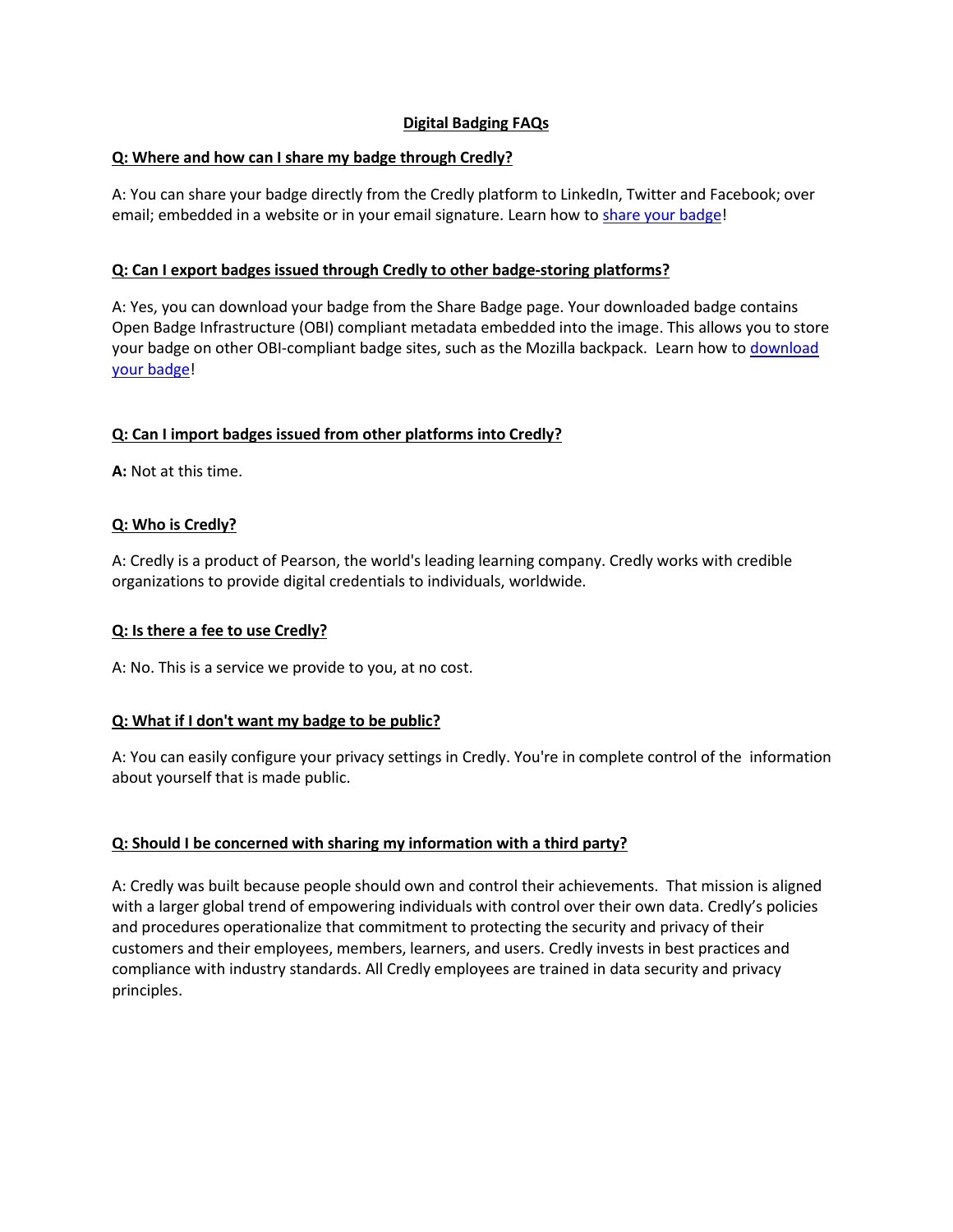# Digital Badging FAQs

**Q: Where and how can I share my badge through Credly?**

A: You can share your badge directly from the Credly platform to LinkedIn, Twitter and Facebook; over email; embedded in a website or in your email signature. Learn how to share your badge!

**Q: Can I export badges issued through Credly to other badge-storing platforms?**

A: Yes, you can download your badge from the Share Badge page. Your downloaded badge contains Open Badge Infrastructure (OBI) compliant metadata embedded into the image. This allows you to store your badge on other OBI-compliant badge sites, such as the Mozilla backpack. Learn how to download your badge!

**Q: Can I import badges issued from other platforms into Credly?**

**A:** Not at this time.

**Q: Who is Credly?**

A: Credly is a product of Pearson, the world's leading learning company. Credly works with credible organizations to provide digital credentials to individuals, worldwide.

**Q: Is there a fee to use Credly?**

A: No. This is a service we provide to you, at no cost.

**Q: What if I don't want my badge to be public?**

A: You can easily configure your privacy settings in Credly. You're in complete control of the information about yourself that is made public.

**Q: Should I be concerned with sharing my information with a third party?**

A: Credly was built because people should own and control their achievements. That mission is aligned with a larger global trend of empowering individuals with control over their own data. Credly's policies and procedures operationalize that commitment to protecting the security and privacy of their customers and their employees, members, learners, and users. Credly invests in best practices and compliance with industry standards. All Credly employees are trained in data security and privacy principles.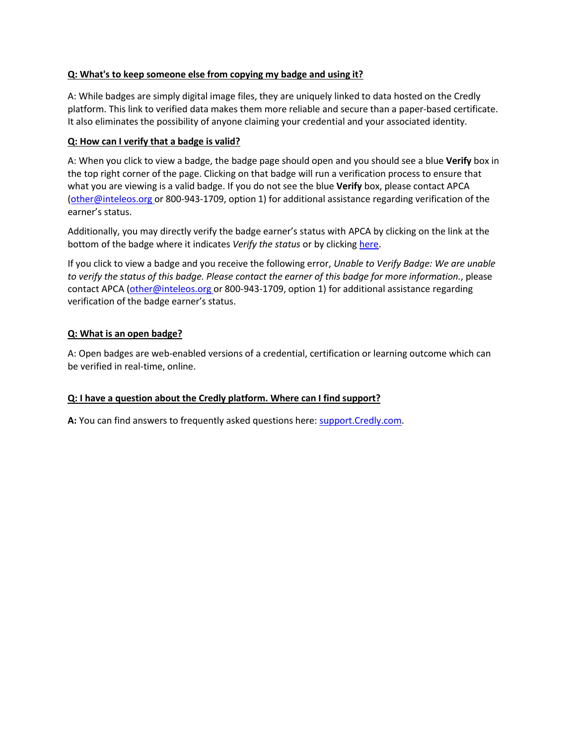**Q: What's to keep someone else from copying my badge and using it?**

A: While badges are simply digital image files, they are uniquely linked to data hosted on the Credly platform. This link to verified data makes them more reliable and secure than a paper-based certificate. It also eliminates the possibility of anyone claiming your credential and your associated identity.

**Q: How can I verify that a badge is valid?**

A: When you click to view a badge, the badge page should open and you should see a blue **Verify** box in the top right corner of the page. Clicking on that badge will run a verification process to ensure that what you are viewing is a valid badge. If you do not see the blue **Verify** box, please contact APCA (other@inteleos.org or 800-943-1709, option 1) for additional assistance regarding verification of the earner's status.

Additionally, you may directly verify the badge earner's status with APCA by clicking on the link at the bottom of the badge where it indicates *Verify the status* or by clicking here.

If you click to view a badge and you receive the following error, *Unable to Verify Badge: We are unable to verify the status of this badge. Please contact the earner of this badge for more information.*, please contact APCA (other@inteleos.org or 800-943-1709, option 1) for additional assistance regarding verification of the badge earner's status.

**Q: What is an open badge?**

A: Open badges are web-enabled versions of a credential, certification or learning outcome which can be verified in real-time, online.

**Q: I have a question about the Credly platform. Where can I find support?**

**A:** You can find answers to frequently asked questions here: support.Credly.com.